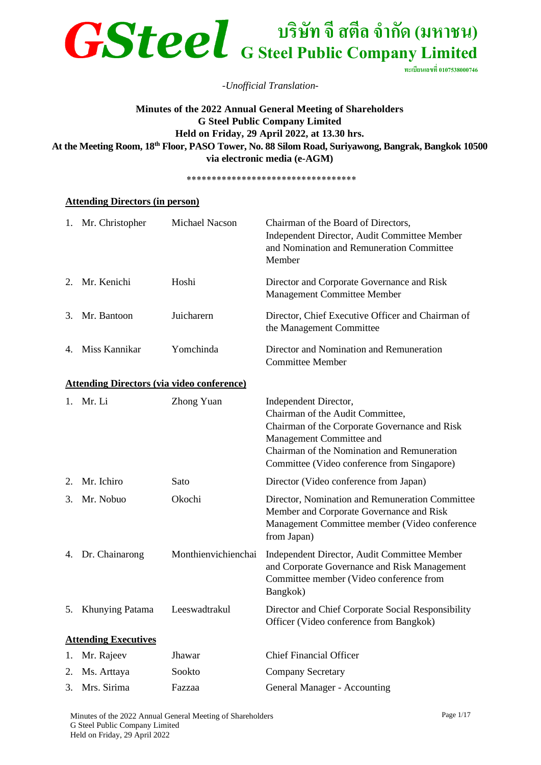# GSteel บริษัท จี สตีล จำกัด (มหาชน) G Steel Public Company Limited

ทะเบียนเลขที่ 0107538000746

*-Unofficial Translation-*

**Minutes of the 2022 Annual General Meeting of Shareholders**
**G Steel Public Company Limited**
**Held on Friday, 29 April 2022, at 13.30 hrs.**
**At the Meeting Room, 18th Floor, PASO Tower, No. 88 Silom Road, Suriyawong, Bangrak, Bangkok 10500**
**via electronic media (e-AGM)**

\*\*\*\*\*\*\*\*\*\*\*\*\*\*\*\*\*\*\*\*\*\*\*\*\*\*\*\*\*\*\*\*\*\*

**Attending Directors (in person)**

| | Name | Surname | Position |
|---|---|---|---|
| 1. | Mr. Christopher | Michael Nacson | Chairman of the Board of Directors, Independent Director, Audit Committee Member and Nomination and Remuneration Committee Member |
| 2. | Mr. Kenichi | Hoshi | Director and Corporate Governance and Risk Management Committee Member |
| 3. | Mr. Bantoon | Juicharern | Director, Chief Executive Officer and Chairman of the Management Committee |
| 4. | Miss Kannikar | Yomchinda | Director and Nomination and Remuneration Committee Member |

**Attending Directors (via video conference)**

| | Name | Surname | Position |
|---|---|---|---|
| 1. | Mr. Li | Zhong Yuan | Independent Director, Chairman of the Audit Committee, Chairman of the Corporate Governance and Risk Management Committee and Chairman of the Nomination and Remuneration Committee (Video conference from Singapore) |
| 2. | Mr. Ichiro | Sato | Director (Video conference from Japan) |
| 3. | Mr. Nobuo | Okochi | Director, Nomination and Remuneration Committee Member and Corporate Governance and Risk Management Committee member (Video conference from Japan) |
| 4. | Dr. Chainarong | Monthienvichienchai | Independent Director, Audit Committee Member and Corporate Governance and Risk Management Committee member (Video conference from Bangkok) |
| 5. | Khunying Patama | Leeswadtrakul | Director and Chief Corporate Social Responsibility Officer (Video conference from Bangkok) |

**Attending Executives**

| | Name | Surname | Position |
|---|---|---|---|
| 1. | Mr. Rajeev | Jhawar | Chief Financial Officer |
| 2. | Ms. Arttaya | Sookto | Company Secretary |
| 3. | Mrs. Sirima | Fazzaa | General Manager - Accounting |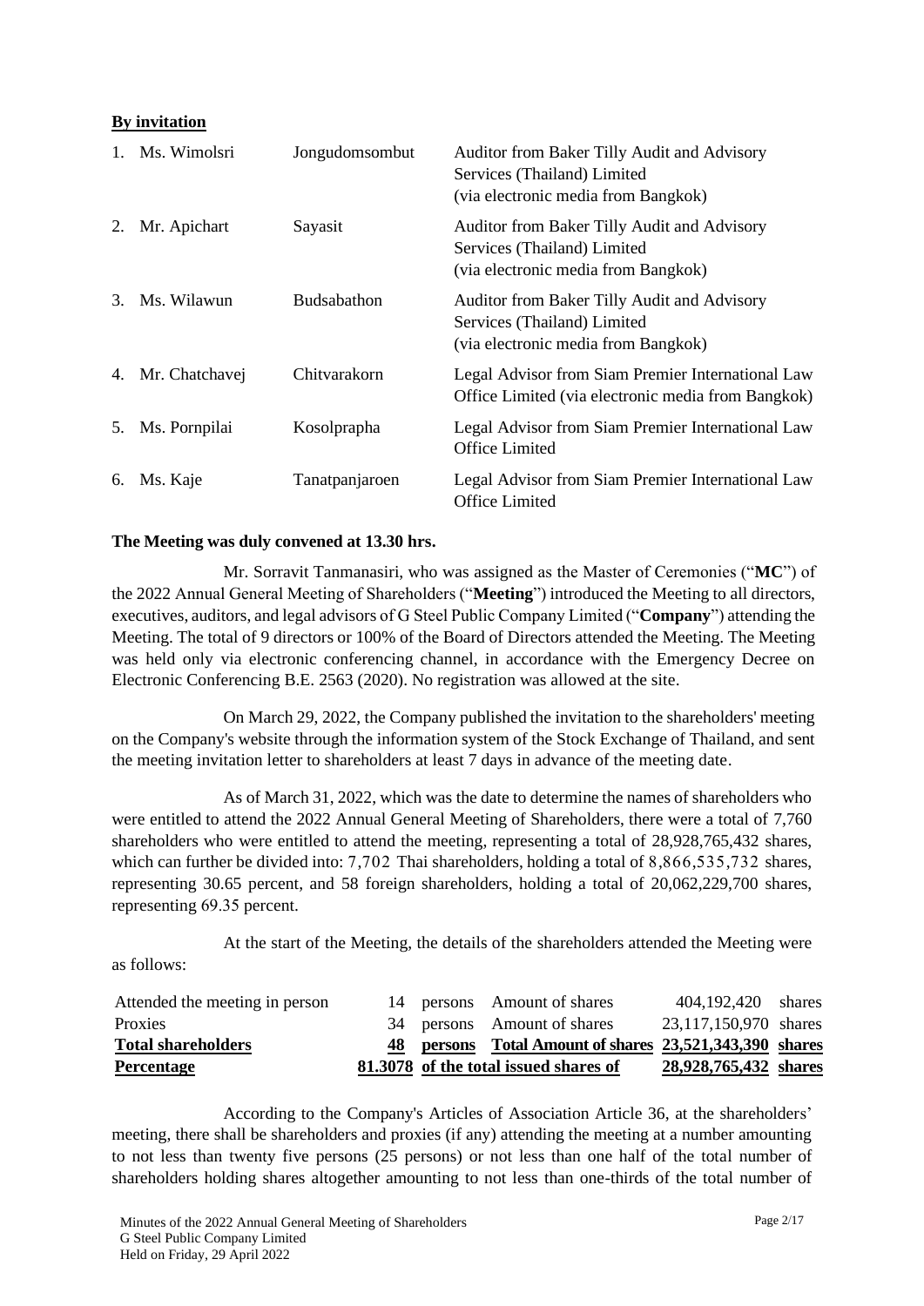**By invitation**

| | | | |
|---|---|---|---|
| 1. | Ms. Wimolsri | Jongudomsombut | Auditor from Baker Tilly Audit and Advisory Services (Thailand) Limited (via electronic media from Bangkok) |
| 2. | Mr. Apichart | Sayasit | Auditor from Baker Tilly Audit and Advisory Services (Thailand) Limited (via electronic media from Bangkok) |
| 3. | Ms. Wilawun | Budsabathon | Auditor from Baker Tilly Audit and Advisory Services (Thailand) Limited (via electronic media from Bangkok) |
| 4. | Mr. Chatchavej | Chitvarakorn | Legal Advisor from Siam Premier International Law Office Limited (via electronic media from Bangkok) |
| 5. | Ms. Pornpilai | Kosolprapha | Legal Advisor from Siam Premier International Law Office Limited |
| 6. | Ms. Kaje | Tanatpanjaroen | Legal Advisor from Siam Premier International Law Office Limited |

**The Meeting was duly convened at 13.30 hrs.**

Mr. Sorravit Tanmanasiri, who was assigned as the Master of Ceremonies ("**MC**") of the 2022 Annual General Meeting of Shareholders ("**Meeting**") introduced the Meeting to all directors, executives, auditors, and legal advisors of G Steel Public Company Limited ("**Company**") attending the Meeting. The total of 9 directors or 100% of the Board of Directors attended the Meeting. The Meeting was held only via electronic conferencing channel, in accordance with the Emergency Decree on Electronic Conferencing B.E. 2563 (2020). No registration was allowed at the site.

On March 29, 2022, the Company published the invitation to the shareholders' meeting on the Company's website through the information system of the Stock Exchange of Thailand, and sent the meeting invitation letter to shareholders at least 7 days in advance of the meeting date.

As of March 31, 2022, which was the date to determine the names of shareholders who were entitled to attend the 2022 Annual General Meeting of Shareholders, there were a total of 7,760 shareholders who were entitled to attend the meeting, representing a total of 28,928,765,432 shares, which can further be divided into: 7,702 Thai shareholders, holding a total of 8,866,535,732 shares, representing 30.65 percent, and 58 foreign shareholders, holding a total of 20,062,229,700 shares, representing 69.35 percent.

At the start of the Meeting, the details of the shareholders attended the Meeting were as follows:

| | | | | | |
|---|---|---|---|---|---|
| Attended the meeting in person | 14 | persons | Amount of shares | 404,192,420 | shares |
| Proxies | 34 | persons | Amount of shares | 23,117,150,970 | shares |
| **Total shareholders** | **48** | **persons** | **Total Amount of shares** | **23,521,343,390** | **shares** |
| **Percentage** | **81.3078** | **of the total issued shares of** | | **28,928,765,432** | **shares** |

According to the Company's Articles of Association Article 36, at the shareholders' meeting, there shall be shareholders and proxies (if any) attending the meeting at a number amounting to not less than twenty five persons (25 persons) or not less than one half of the total number of shareholders holding shares altogether amounting to not less than one-thirds of the total number of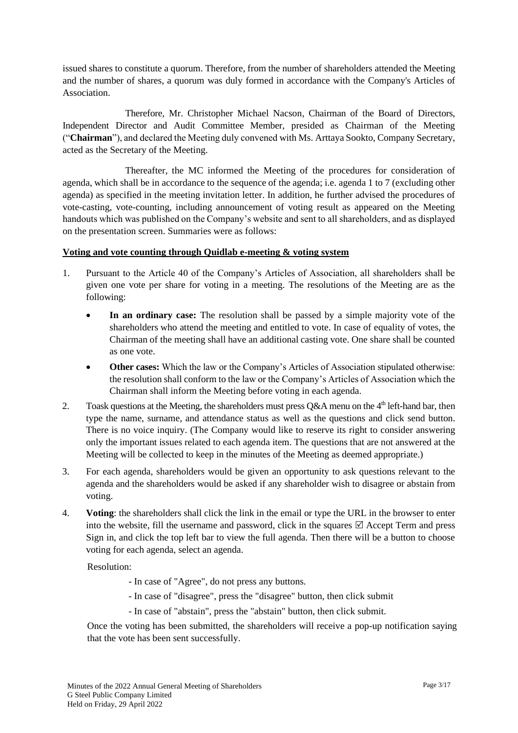issued shares to constitute a quorum. Therefore, from the number of shareholders attended the Meeting and the number of shares, a quorum was duly formed in accordance with the Company's Articles of Association.

Therefore, Mr. Christopher Michael Nacson, Chairman of the Board of Directors, Independent Director and Audit Committee Member, presided as Chairman of the Meeting ("**Chairman**"), and declared the Meeting duly convened with Ms. Arttaya Sookto, Company Secretary, acted as the Secretary of the Meeting.

Thereafter, the MC informed the Meeting of the procedures for consideration of agenda, which shall be in accordance to the sequence of the agenda; i.e. agenda 1 to 7 (excluding other agenda) as specified in the meeting invitation letter. In addition, he further advised the procedures of vote-casting, vote-counting, including announcement of voting result as appeared on the Meeting handouts which was published on the Company's website and sent to all shareholders, and as displayed on the presentation screen. Summaries were as follows:

**Voting and vote counting through Quidlab e-meeting & voting system**

1. Pursuant to the Article 40 of the Company's Articles of Association, all shareholders shall be given one vote per share for voting in a meeting. The resolutions of the Meeting are as the following:
   - **In an ordinary case:** The resolution shall be passed by a simple majority vote of the shareholders who attend the meeting and entitled to vote. In case of equality of votes, the Chairman of the meeting shall have an additional casting vote. One share shall be counted as one vote.
   - **Other cases:** Which the law or the Company's Articles of Association stipulated otherwise: the resolution shall conform to the law or the Company's Articles of Association which the Chairman shall inform the Meeting before voting in each agenda.
2. Toask questions at the Meeting, the shareholders must press Q&A menu on the 4th left-hand bar, then type the name, surname, and attendance status as well as the questions and click send button. There is no voice inquiry. (The Company would like to reserve its right to consider answering only the important issues related to each agenda item. The questions that are not answered at the Meeting will be collected to keep in the minutes of the Meeting as deemed appropriate.)
3. For each agenda, shareholders would be given an opportunity to ask questions relevant to the agenda and the shareholders would be asked if any shareholder wish to disagree or abstain from voting.
4. **Voting**: the shareholders shall click the link in the email or type the URL in the browser to enter into the website, fill the username and password, click in the squares ☑ Accept Term and press Sign in, and click the top left bar to view the full agenda. Then there will be a button to choose voting for each agenda, select an agenda.

   Resolution:

   - In case of "Agree", do not press any buttons.
   - In case of "disagree", press the "disagree" button, then click submit
   - In case of "abstain", press the "abstain" button, then click submit.

   Once the voting has been submitted, the shareholders will receive a pop-up notification saying that the vote has been sent successfully.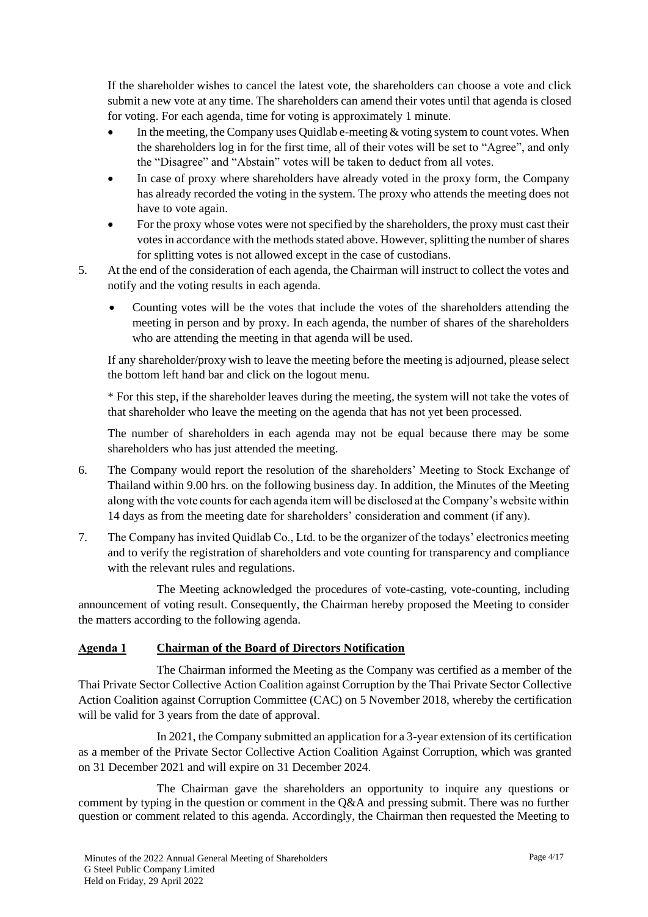If the shareholder wishes to cancel the latest vote, the shareholders can choose a vote and click submit a new vote at any time. The shareholders can amend their votes until that agenda is closed for voting. For each agenda, time for voting is approximately 1 minute.

- In the meeting, the Company uses Quidlab e-meeting & voting system to count votes. When the shareholders log in for the first time, all of their votes will be set to "Agree", and only the "Disagree" and "Abstain" votes will be taken to deduct from all votes.
- In case of proxy where shareholders have already voted in the proxy form, the Company has already recorded the voting in the system. The proxy who attends the meeting does not have to vote again.
- For the proxy whose votes were not specified by the shareholders, the proxy must cast their votes in accordance with the methods stated above. However, splitting the number of shares for splitting votes is not allowed except in the case of custodians.

5. At the end of the consideration of each agenda, the Chairman will instruct to collect the votes and notify and the voting results in each agenda.

   - Counting votes will be the votes that include the votes of the shareholders attending the meeting in person and by proxy. In each agenda, the number of shares of the shareholders who are attending the meeting in that agenda will be used.

   If any shareholder/proxy wish to leave the meeting before the meeting is adjourned, please select the bottom left hand bar and click on the logout menu.

   * For this step, if the shareholder leaves during the meeting, the system will not take the votes of that shareholder who leave the meeting on the agenda that has not yet been processed.

   The number of shareholders in each agenda may not be equal because there may be some shareholders who has just attended the meeting.

6. The Company would report the resolution of the shareholders' Meeting to Stock Exchange of Thailand within 9.00 hrs. on the following business day. In addition, the Minutes of the Meeting along with the vote counts for each agenda item will be disclosed at the Company's website within 14 days as from the meeting date for shareholders' consideration and comment (if any).

7. The Company has invited Quidlab Co., Ltd. to be the organizer of the todays' electronics meeting and to verify the registration of shareholders and vote counting for transparency and compliance with the relevant rules and regulations.

The Meeting acknowledged the procedures of vote-casting, vote-counting, including announcement of voting result. Consequently, the Chairman hereby proposed the Meeting to consider the matters according to the following agenda.

## Agenda 1 Chairman of the Board of Directors Notification

The Chairman informed the Meeting as the Company was certified as a member of the Thai Private Sector Collective Action Coalition against Corruption by the Thai Private Sector Collective Action Coalition against Corruption Committee (CAC) on 5 November 2018, whereby the certification will be valid for 3 years from the date of approval.

In 2021, the Company submitted an application for a 3-year extension of its certification as a member of the Private Sector Collective Action Coalition Against Corruption, which was granted on 31 December 2021 and will expire on 31 December 2024.

The Chairman gave the shareholders an opportunity to inquire any questions or comment by typing in the question or comment in the Q&A and pressing submit. There was no further question or comment related to this agenda. Accordingly, the Chairman then requested the Meeting to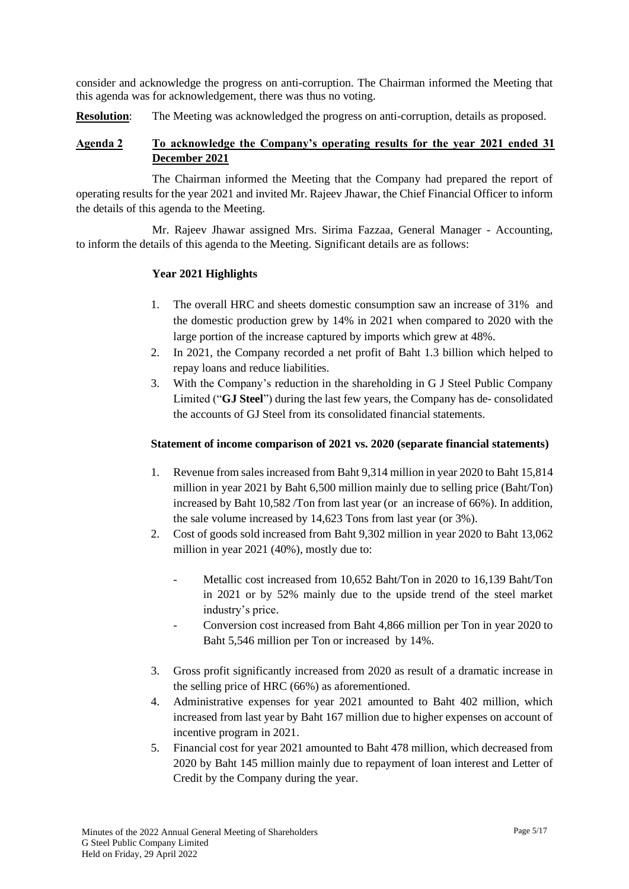consider and acknowledge the progress on anti-corruption. The Chairman informed the Meeting that this agenda was for acknowledgement, there was thus no voting.

**Resolution**: The Meeting was acknowledged the progress on anti-corruption, details as proposed.

## Agenda 2 To acknowledge the Company's operating results for the year 2021 ended 31 December 2021

The Chairman informed the Meeting that the Company had prepared the report of operating results for the year 2021 and invited Mr. Rajeev Jhawar, the Chief Financial Officer to inform the details of this agenda to the Meeting.

Mr. Rajeev Jhawar assigned Mrs. Sirima Fazzaa, General Manager - Accounting, to inform the details of this agenda to the Meeting. Significant details are as follows:

### Year 2021 Highlights

1. The overall HRC and sheets domestic consumption saw an increase of 31% and the domestic production grew by 14% in 2021 when compared to 2020 with the large portion of the increase captured by imports which grew at 48%.
2. In 2021, the Company recorded a net profit of Baht 1.3 billion which helped to repay loans and reduce liabilities.
3. With the Company's reduction in the shareholding in G J Steel Public Company Limited ("**GJ Steel**") during the last few years, the Company has de- consolidated the accounts of GJ Steel from its consolidated financial statements.

### Statement of income comparison of 2021 vs. 2020 (separate financial statements)

1. Revenue from sales increased from Baht 9,314 million in year 2020 to Baht 15,814 million in year 2021 by Baht 6,500 million mainly due to selling price (Baht/Ton) increased by Baht 10,582 /Ton from last year (or an increase of 66%). In addition, the sale volume increased by 14,623 Tons from last year (or 3%).
2. Cost of goods sold increased from Baht 9,302 million in year 2020 to Baht 13,062 million in year 2021 (40%), mostly due to:
   - Metallic cost increased from 10,652 Baht/Ton in 2020 to 16,139 Baht/Ton in 2021 or by 52% mainly due to the upside trend of the steel market industry's price.
   - Conversion cost increased from Baht 4,866 million per Ton in year 2020 to Baht 5,546 million per Ton or increased by 14%.
3. Gross profit significantly increased from 2020 as result of a dramatic increase in the selling price of HRC (66%) as aforementioned.
4. Administrative expenses for year 2021 amounted to Baht 402 million, which increased from last year by Baht 167 million due to higher expenses on account of incentive program in 2021.
5. Financial cost for year 2021 amounted to Baht 478 million, which decreased from 2020 by Baht 145 million mainly due to repayment of loan interest and Letter of Credit by the Company during the year.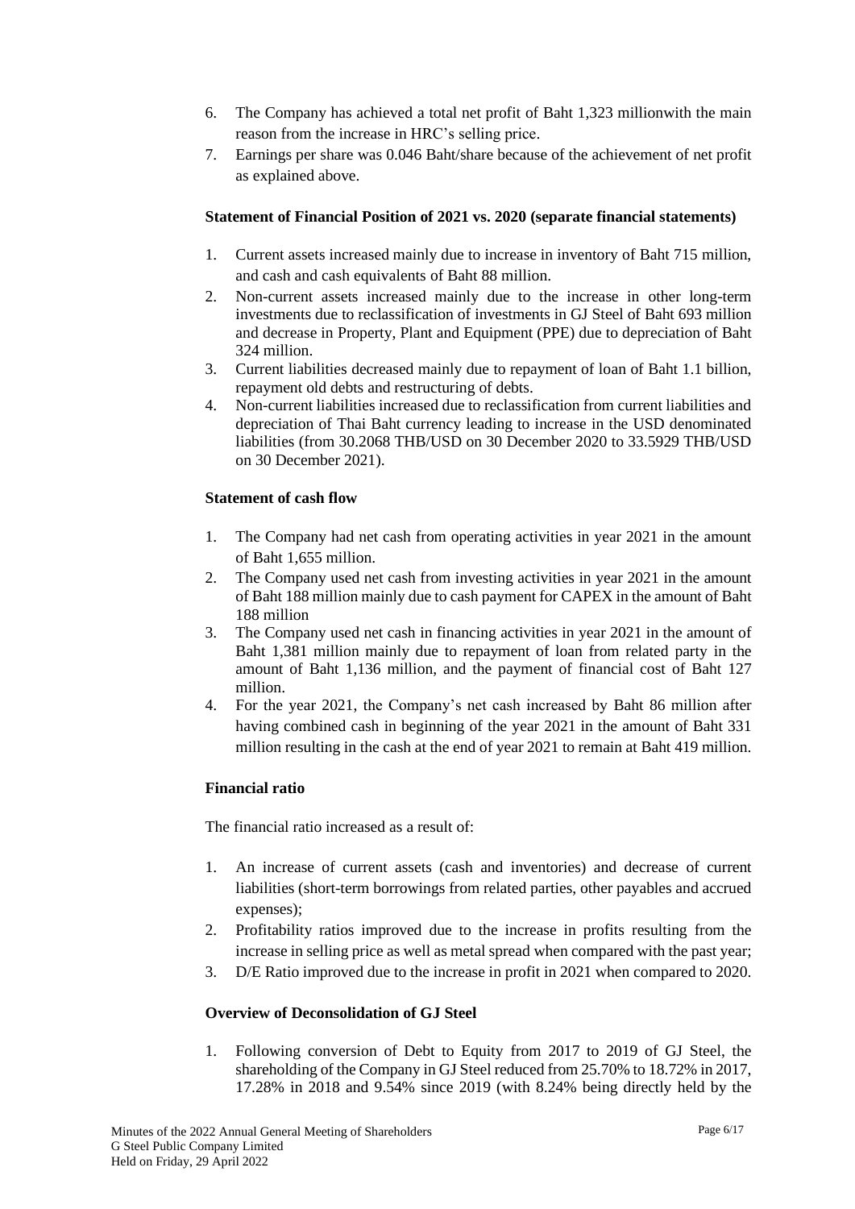6. The Company has achieved a total net profit of Baht 1,323 millionwith the main reason from the increase in HRC's selling price.
7. Earnings per share was 0.046 Baht/share because of the achievement of net profit as explained above.

**Statement of Financial Position of 2021 vs. 2020 (separate financial statements)**

1. Current assets increased mainly due to increase in inventory of Baht 715 million, and cash and cash equivalents of Baht 88 million.
2. Non-current assets increased mainly due to the increase in other long-term investments due to reclassification of investments in GJ Steel of Baht 693 million and decrease in Property, Plant and Equipment (PPE) due to depreciation of Baht 324 million.
3. Current liabilities decreased mainly due to repayment of loan of Baht 1.1 billion, repayment old debts and restructuring of debts.
4. Non-current liabilities increased due to reclassification from current liabilities and depreciation of Thai Baht currency leading to increase in the USD denominated liabilities (from 30.2068 THB/USD on 30 December 2020 to 33.5929 THB/USD on 30 December 2021).

**Statement of cash flow**

1. The Company had net cash from operating activities in year 2021 in the amount of Baht 1,655 million.
2. The Company used net cash from investing activities in year 2021 in the amount of Baht 188 million mainly due to cash payment for CAPEX in the amount of Baht 188 million
3. The Company used net cash in financing activities in year 2021 in the amount of Baht 1,381 million mainly due to repayment of loan from related party in the amount of Baht 1,136 million, and the payment of financial cost of Baht 127 million.
4. For the year 2021, the Company's net cash increased by Baht 86 million after having combined cash in beginning of the year 2021 in the amount of Baht 331 million resulting in the cash at the end of year 2021 to remain at Baht 419 million.

**Financial ratio**

The financial ratio increased as a result of:

1. An increase of current assets (cash and inventories) and decrease of current liabilities (short-term borrowings from related parties, other payables and accrued expenses);
2. Profitability ratios improved due to the increase in profits resulting from the increase in selling price as well as metal spread when compared with the past year;
3. D/E Ratio improved due to the increase in profit in 2021 when compared to 2020.

**Overview of Deconsolidation of GJ Steel**

1. Following conversion of Debt to Equity from 2017 to 2019 of GJ Steel, the shareholding of the Company in GJ Steel reduced from 25.70% to 18.72% in 2017, 17.28% in 2018 and 9.54% since 2019 (with 8.24% being directly held by the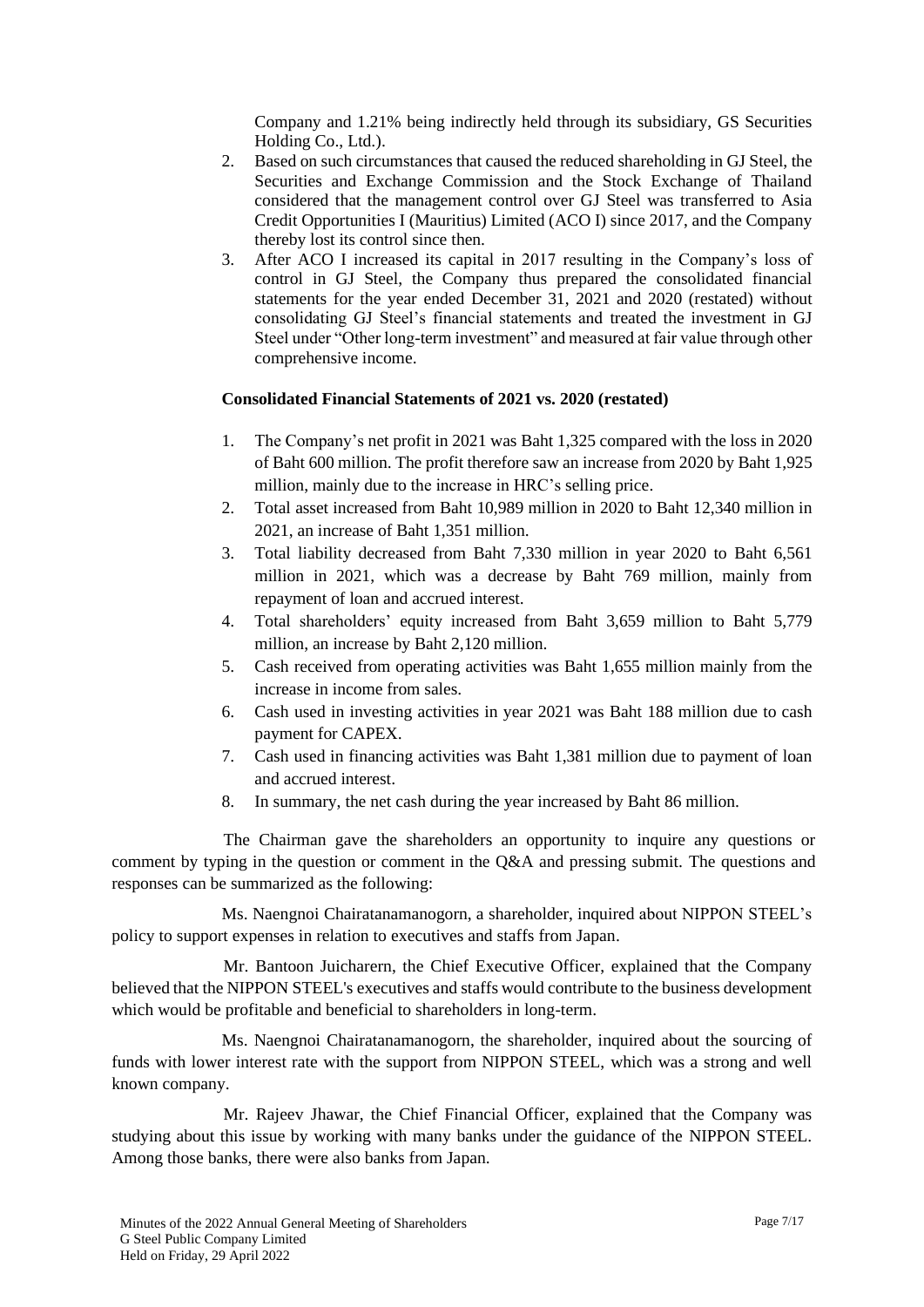Company and 1.21% being indirectly held through its subsidiary, GS Securities Holding Co., Ltd.).

2. Based on such circumstances that caused the reduced shareholding in GJ Steel, the Securities and Exchange Commission and the Stock Exchange of Thailand considered that the management control over GJ Steel was transferred to Asia Credit Opportunities I (Mauritius) Limited (ACO I) since 2017, and the Company thereby lost its control since then.
3. After ACO I increased its capital in 2017 resulting in the Company's loss of control in GJ Steel, the Company thus prepared the consolidated financial statements for the year ended December 31, 2021 and 2020 (restated) without consolidating GJ Steel's financial statements and treated the investment in GJ Steel under "Other long-term investment" and measured at fair value through other comprehensive income.

**Consolidated Financial Statements of 2021 vs. 2020 (restated)**

1. The Company's net profit in 2021 was Baht 1,325 compared with the loss in 2020 of Baht 600 million. The profit therefore saw an increase from 2020 by Baht 1,925 million, mainly due to the increase in HRC's selling price.
2. Total asset increased from Baht 10,989 million in 2020 to Baht 12,340 million in 2021, an increase of Baht 1,351 million.
3. Total liability decreased from Baht 7,330 million in year 2020 to Baht 6,561 million in 2021, which was a decrease by Baht 769 million, mainly from repayment of loan and accrued interest.
4. Total shareholders' equity increased from Baht 3,659 million to Baht 5,779 million, an increase by Baht 2,120 million.
5. Cash received from operating activities was Baht 1,655 million mainly from the increase in income from sales.
6. Cash used in investing activities in year 2021 was Baht 188 million due to cash payment for CAPEX.
7. Cash used in financing activities was Baht 1,381 million due to payment of loan and accrued interest.
8. In summary, the net cash during the year increased by Baht 86 million.

The Chairman gave the shareholders an opportunity to inquire any questions or comment by typing in the question or comment in the Q&A and pressing submit. The questions and responses can be summarized as the following:

Ms. Naengnoi Chairatanamanogorn, a shareholder, inquired about NIPPON STEEL's policy to support expenses in relation to executives and staffs from Japan.

Mr. Bantoon Juicharern, the Chief Executive Officer, explained that the Company believed that the NIPPON STEEL's executives and staffs would contribute to the business development which would be profitable and beneficial to shareholders in long-term.

Ms. Naengnoi Chairatanamanogorn, the shareholder, inquired about the sourcing of funds with lower interest rate with the support from NIPPON STEEL, which was a strong and well known company.

Mr. Rajeev Jhawar, the Chief Financial Officer, explained that the Company was studying about this issue by working with many banks under the guidance of the NIPPON STEEL. Among those banks, there were also banks from Japan.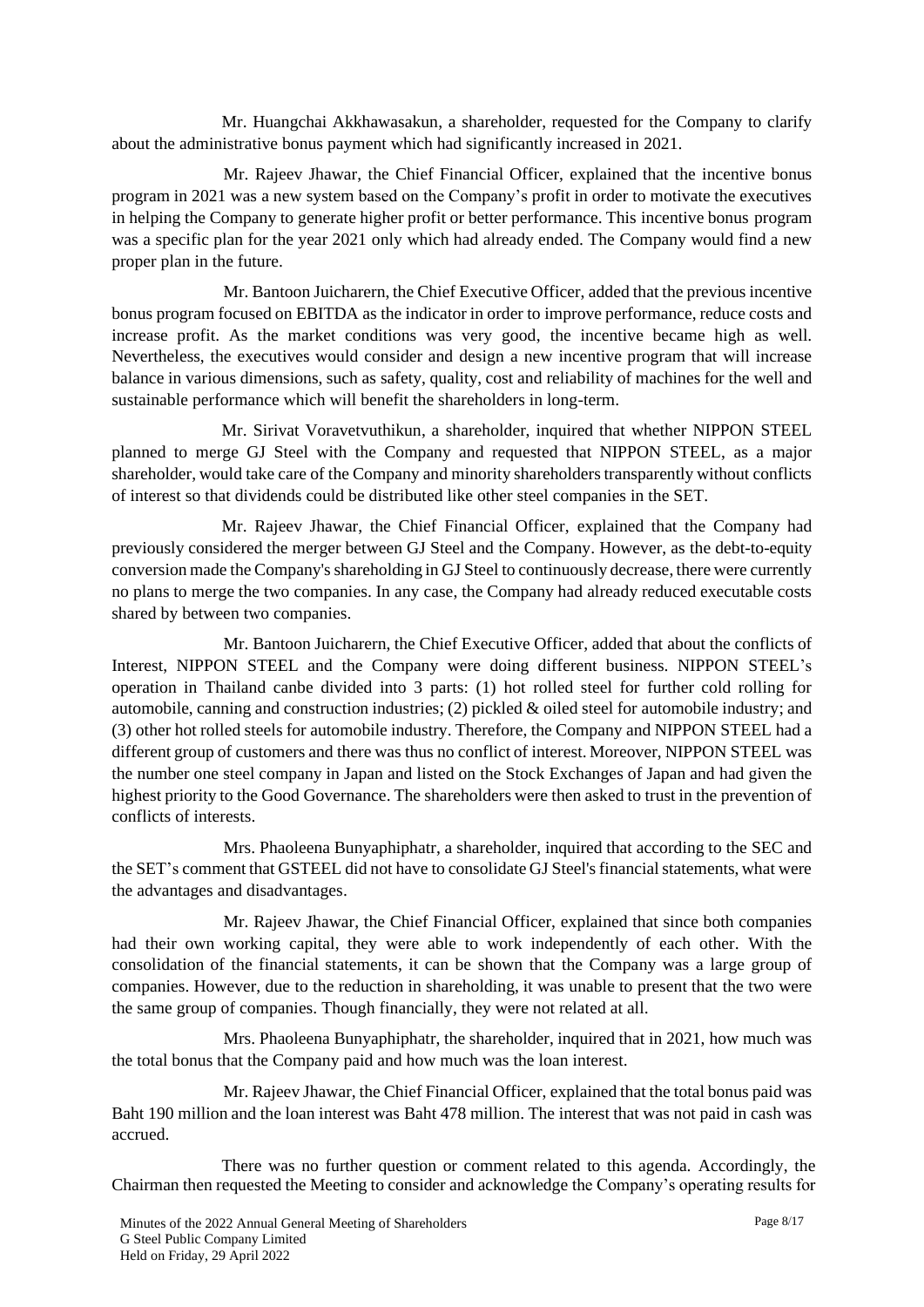Mr. Huangchai Akkhawasakun, a shareholder, requested for the Company to clarify about the administrative bonus payment which had significantly increased in 2021.

Mr. Rajeev Jhawar, the Chief Financial Officer, explained that the incentive bonus program in 2021 was a new system based on the Company's profit in order to motivate the executives in helping the Company to generate higher profit or better performance. This incentive bonus program was a specific plan for the year 2021 only which had already ended. The Company would find a new proper plan in the future.

Mr. Bantoon Juicharern, the Chief Executive Officer, added that the previous incentive bonus program focused on EBITDA as the indicator in order to improve performance, reduce costs and increase profit. As the market conditions was very good, the incentive became high as well. Nevertheless, the executives would consider and design a new incentive program that will increase balance in various dimensions, such as safety, quality, cost and reliability of machines for the well and sustainable performance which will benefit the shareholders in long-term.

Mr. Sirivat Voravetvuthikun, a shareholder, inquired that whether NIPPON STEEL planned to merge GJ Steel with the Company and requested that NIPPON STEEL, as a major shareholder, would take care of the Company and minority shareholders transparently without conflicts of interest so that dividends could be distributed like other steel companies in the SET.

Mr. Rajeev Jhawar, the Chief Financial Officer, explained that the Company had previously considered the merger between GJ Steel and the Company. However, as the debt-to-equity conversion made the Company's shareholding in GJ Steel to continuously decrease, there were currently no plans to merge the two companies. In any case, the Company had already reduced executable costs shared by between two companies.

Mr. Bantoon Juicharern, the Chief Executive Officer, added that about the conflicts of Interest, NIPPON STEEL and the Company were doing different business. NIPPON STEEL's operation in Thailand canbe divided into 3 parts: (1) hot rolled steel for further cold rolling for automobile, canning and construction industries; (2) pickled & oiled steel for automobile industry; and (3) other hot rolled steels for automobile industry. Therefore, the Company and NIPPON STEEL had a different group of customers and there was thus no conflict of interest. Moreover, NIPPON STEEL was the number one steel company in Japan and listed on the Stock Exchanges of Japan and had given the highest priority to the Good Governance. The shareholders were then asked to trust in the prevention of conflicts of interests.

Mrs. Phaoleena Bunyaphiphatr, a shareholder, inquired that according to the SEC and the SET's comment that GSTEEL did not have to consolidate GJ Steel's financial statements, what were the advantages and disadvantages.

Mr. Rajeev Jhawar, the Chief Financial Officer, explained that since both companies had their own working capital, they were able to work independently of each other. With the consolidation of the financial statements, it can be shown that the Company was a large group of companies. However, due to the reduction in shareholding, it was unable to present that the two were the same group of companies. Though financially, they were not related at all.

Mrs. Phaoleena Bunyaphiphatr, the shareholder, inquired that in 2021, how much was the total bonus that the Company paid and how much was the loan interest.

Mr. Rajeev Jhawar, the Chief Financial Officer, explained that the total bonus paid was Baht 190 million and the loan interest was Baht 478 million. The interest that was not paid in cash was accrued.

There was no further question or comment related to this agenda. Accordingly, the Chairman then requested the Meeting to consider and acknowledge the Company's operating results for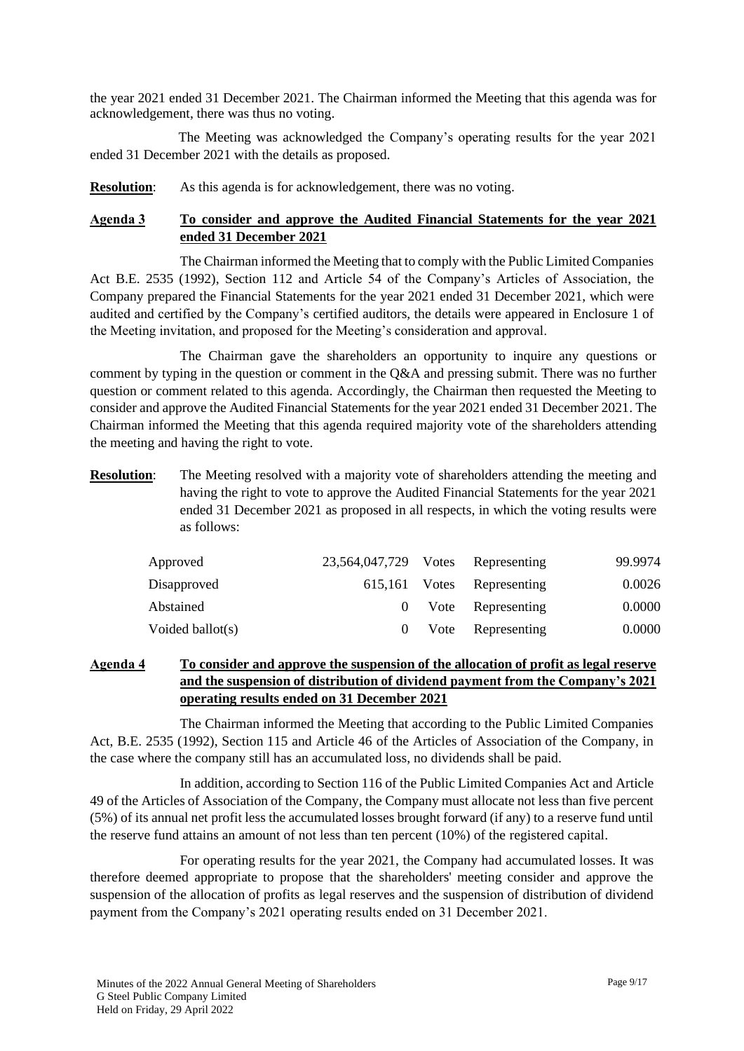the year 2021 ended 31 December 2021. The Chairman informed the Meeting that this agenda was for acknowledgement, there was thus no voting.

The Meeting was acknowledged the Company's operating results for the year 2021 ended 31 December 2021 with the details as proposed.

**Resolution**: As this agenda is for acknowledgement, there was no voting.

**Agenda 3 To consider and approve the Audited Financial Statements for the year 2021 ended 31 December 2021**

The Chairman informed the Meeting that to comply with the Public Limited Companies Act B.E. 2535 (1992), Section 112 and Article 54 of the Company's Articles of Association, the Company prepared the Financial Statements for the year 2021 ended 31 December 2021, which were audited and certified by the Company's certified auditors, the details were appeared in Enclosure 1 of the Meeting invitation, and proposed for the Meeting's consideration and approval.

The Chairman gave the shareholders an opportunity to inquire any questions or comment by typing in the question or comment in the Q&A and pressing submit. There was no further question or comment related to this agenda. Accordingly, the Chairman then requested the Meeting to consider and approve the Audited Financial Statements for the year 2021 ended 31 December 2021. The Chairman informed the Meeting that this agenda required majority vote of the shareholders attending the meeting and having the right to vote.

**Resolution**: The Meeting resolved with a majority vote of shareholders attending the meeting and having the right to vote to approve the Audited Financial Statements for the year 2021 ended 31 December 2021 as proposed in all respects, in which the voting results were as follows:

| | | | | |
|---|---|---|---|---|
| Approved | 23,564,047,729 | Votes | Representing | 99.9974 |
| Disapproved | 615,161 | Votes | Representing | 0.0026 |
| Abstained | 0 | Vote | Representing | 0.0000 |
| Voided ballot(s) | 0 | Vote | Representing | 0.0000 |

**Agenda 4 To consider and approve the suspension of the allocation of profit as legal reserve and the suspension of distribution of dividend payment from the Company's 2021 operating results ended on 31 December 2021**

The Chairman informed the Meeting that according to the Public Limited Companies Act, B.E. 2535 (1992), Section 115 and Article 46 of the Articles of Association of the Company, in the case where the company still has an accumulated loss, no dividends shall be paid.

In addition, according to Section 116 of the Public Limited Companies Act and Article 49 of the Articles of Association of the Company, the Company must allocate not less than five percent (5%) of its annual net profit less the accumulated losses brought forward (if any) to a reserve fund until the reserve fund attains an amount of not less than ten percent (10%) of the registered capital.

For operating results for the year 2021, the Company had accumulated losses. It was therefore deemed appropriate to propose that the shareholders' meeting consider and approve the suspension of the allocation of profits as legal reserves and the suspension of distribution of dividend payment from the Company's 2021 operating results ended on 31 December 2021.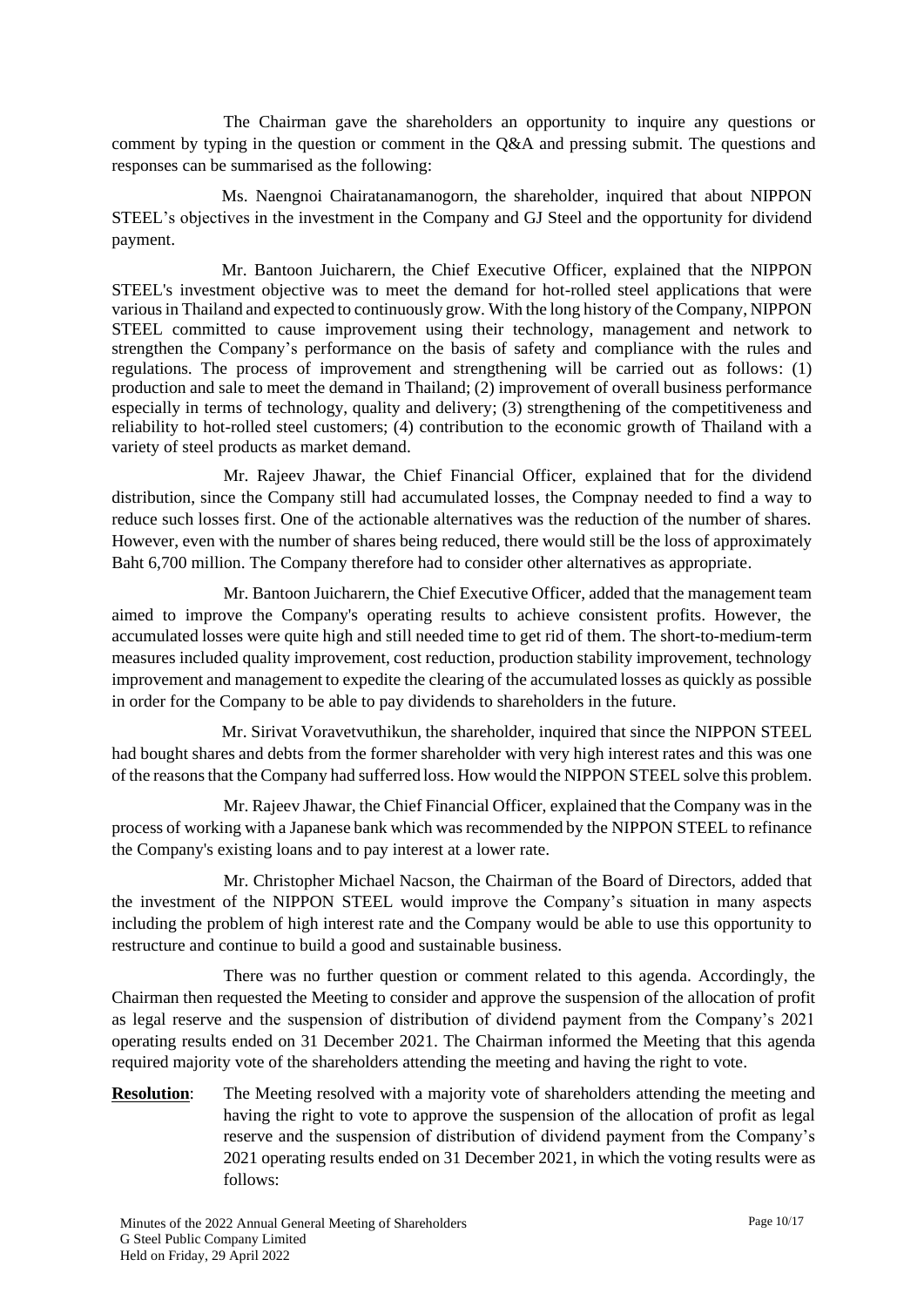The Chairman gave the shareholders an opportunity to inquire any questions or comment by typing in the question or comment in the Q&A and pressing submit. The questions and responses can be summarised as the following:

Ms. Naengnoi Chairatanamanogorn, the shareholder, inquired that about NIPPON STEEL's objectives in the investment in the Company and GJ Steel and the opportunity for dividend payment.

Mr. Bantoon Juicharern, the Chief Executive Officer, explained that the NIPPON STEEL's investment objective was to meet the demand for hot-rolled steel applications that were various in Thailand and expected to continuously grow. With the long history of the Company, NIPPON STEEL committed to cause improvement using their technology, management and network to strengthen the Company's performance on the basis of safety and compliance with the rules and regulations. The process of improvement and strengthening will be carried out as follows: (1) production and sale to meet the demand in Thailand; (2) improvement of overall business performance especially in terms of technology, quality and delivery; (3) strengthening of the competitiveness and reliability to hot-rolled steel customers; (4) contribution to the economic growth of Thailand with a variety of steel products as market demand.

Mr. Rajeev Jhawar, the Chief Financial Officer, explained that for the dividend distribution, since the Company still had accumulated losses, the Compnay needed to find a way to reduce such losses first. One of the actionable alternatives was the reduction of the number of shares. However, even with the number of shares being reduced, there would still be the loss of approximately Baht 6,700 million. The Company therefore had to consider other alternatives as appropriate.

Mr. Bantoon Juicharern, the Chief Executive Officer, added that the management team aimed to improve the Company's operating results to achieve consistent profits. However, the accumulated losses were quite high and still needed time to get rid of them. The short-to-medium-term measures included quality improvement, cost reduction, production stability improvement, technology improvement and management to expedite the clearing of the accumulated losses as quickly as possible in order for the Company to be able to pay dividends to shareholders in the future.

Mr. Sirivat Voravetvuthikun, the shareholder, inquired that since the NIPPON STEEL had bought shares and debts from the former shareholder with very high interest rates and this was one of the reasons that the Company had sufferred loss. How would the NIPPON STEEL solve this problem.

Mr. Rajeev Jhawar, the Chief Financial Officer, explained that the Company was in the process of working with a Japanese bank which was recommended by the NIPPON STEEL to refinance the Company's existing loans and to pay interest at a lower rate.

Mr. Christopher Michael Nacson, the Chairman of the Board of Directors, added that the investment of the NIPPON STEEL would improve the Company's situation in many aspects including the problem of high interest rate and the Company would be able to use this opportunity to restructure and continue to build a good and sustainable business.

There was no further question or comment related to this agenda. Accordingly, the Chairman then requested the Meeting to consider and approve the suspension of the allocation of profit as legal reserve and the suspension of distribution of dividend payment from the Company's 2021 operating results ended on 31 December 2021. The Chairman informed the Meeting that this agenda required majority vote of the shareholders attending the meeting and having the right to vote.

**Resolution**: The Meeting resolved with a majority vote of shareholders attending the meeting and having the right to vote to approve the suspension of the allocation of profit as legal reserve and the suspension of distribution of dividend payment from the Company's 2021 operating results ended on 31 December 2021, in which the voting results were as follows: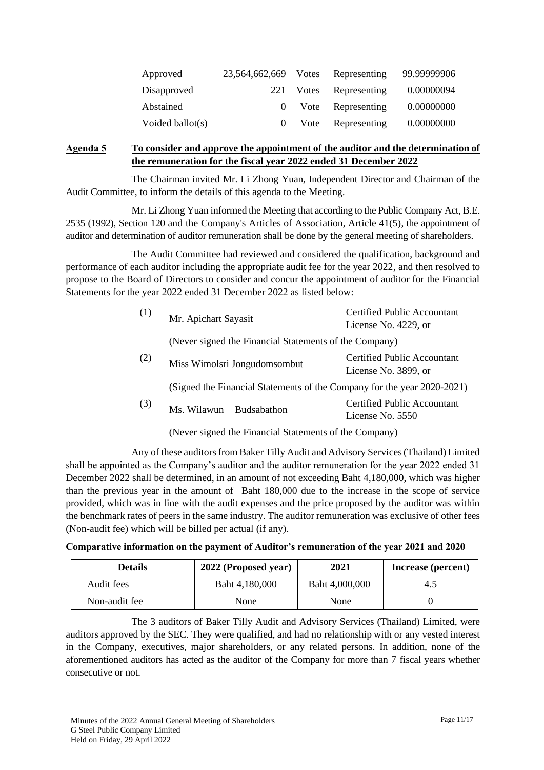| | | | | |
|---|---|---|---|---|
| Approved | 23,564,662,669 | Votes | Representing | 99.99999906 |
| Disapproved | 221 | Votes | Representing | 0.00000094 |
| Abstained | 0 | Vote | Representing | 0.00000000 |
| Voided ballot(s) | 0 | Vote | Representing | 0.00000000 |

**Agenda 5 To consider and approve the appointment of the auditor and the determination of the remuneration for the fiscal year 2022 ended 31 December 2022**

The Chairman invited Mr. Li Zhong Yuan, Independent Director and Chairman of the Audit Committee, to inform the details of this agenda to the Meeting.

Mr. Li Zhong Yuan informed the Meeting that according to the Public Company Act, B.E. 2535 (1992), Section 120 and the Company's Articles of Association, Article 41(5), the appointment of auditor and determination of auditor remuneration shall be done by the general meeting of shareholders.

The Audit Committee had reviewed and considered the qualification, background and performance of each auditor including the appropriate audit fee for the year 2022, and then resolved to propose to the Board of Directors to consider and concur the appointment of auditor for the Financial Statements for the year 2022 ended 31 December 2022 as listed below:

(1) Mr. Apichart Sayasit — Certified Public Accountant License No. 4229, or

(Never signed the Financial Statements of the Company)

(2) Miss Wimolsri Jongudomsombut — Certified Public Accountant License No. 3899, or

(Signed the Financial Statements of the Company for the year 2020-2021)

(3) Ms. Wilawun Budsabathon — Certified Public Accountant License No. 5550

(Never signed the Financial Statements of the Company)

Any of these auditors from Baker Tilly Audit and Advisory Services (Thailand) Limited shall be appointed as the Company's auditor and the auditor remuneration for the year 2022 ended 31 December 2022 shall be determined, in an amount of not exceeding Baht 4,180,000, which was higher than the previous year in the amount of Baht 180,000 due to the increase in the scope of service provided, which was in line with the audit expenses and the price proposed by the auditor was within the benchmark rates of peers in the same industry. The auditor remuneration was exclusive of other fees (Non-audit fee) which will be billed per actual (if any).

**Comparative information on the payment of Auditor's remuneration of the year 2021 and 2020**

| Details | 2022 (Proposed year) | 2021 | Increase (percent) |
|---|---|---|---|
| Audit fees | Baht 4,180,000 | Baht 4,000,000 | 4.5 |
| Non-audit fee | None | None | 0 |

The 3 auditors of Baker Tilly Audit and Advisory Services (Thailand) Limited, were auditors approved by the SEC. They were qualified, and had no relationship with or any vested interest in the Company, executives, major shareholders, or any related persons. In addition, none of the aforementioned auditors has acted as the auditor of the Company for more than 7 fiscal years whether consecutive or not.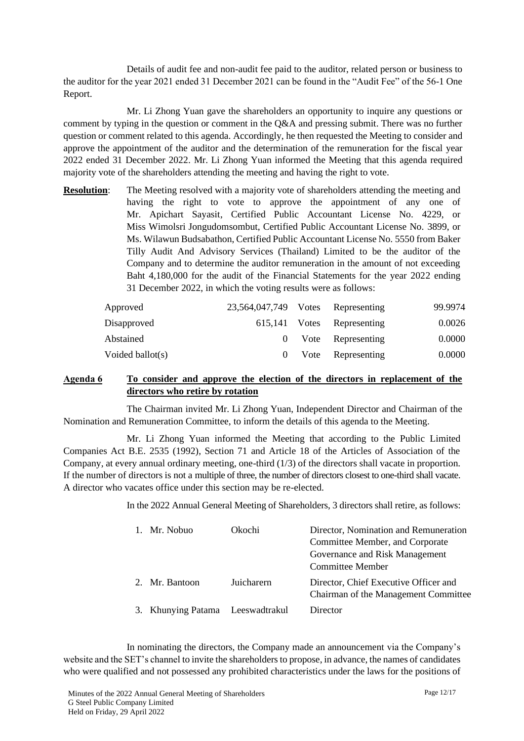Details of audit fee and non-audit fee paid to the auditor, related person or business to the auditor for the year 2021 ended 31 December 2021 can be found in the "Audit Fee" of the 56-1 One Report.

Mr. Li Zhong Yuan gave the shareholders an opportunity to inquire any questions or comment by typing in the question or comment in the Q&A and pressing submit. There was no further question or comment related to this agenda. Accordingly, he then requested the Meeting to consider and approve the appointment of the auditor and the determination of the remuneration for the fiscal year 2022 ended 31 December 2022. Mr. Li Zhong Yuan informed the Meeting that this agenda required majority vote of the shareholders attending the meeting and having the right to vote.

**Resolution**: The Meeting resolved with a majority vote of shareholders attending the meeting and having the right to vote to approve the appointment of any one of Mr. Apichart Sayasit, Certified Public Accountant License No. 4229, or Miss Wimolsri Jongudomsombut, Certified Public Accountant License No. 3899, or Ms. Wilawun Budsabathon, Certified Public Accountant License No. 5550 from Baker Tilly Audit And Advisory Services (Thailand) Limited to be the auditor of the Company and to determine the auditor remuneration in the amount of not exceeding Baht 4,180,000 for the audit of the Financial Statements for the year 2022 ending 31 December 2022, in which the voting results were as follows:

| | | | | |
|---|---|---|---|---|
| Approved | 23,564,047,749 | Votes | Representing | 99.9974 |
| Disapproved | 615,141 | Votes | Representing | 0.0026 |
| Abstained | 0 | Vote | Representing | 0.0000 |
| Voided ballot(s) | 0 | Vote | Representing | 0.0000 |

## **Agenda 6 To consider and approve the election of the directors in replacement of the directors who retire by rotation**

The Chairman invited Mr. Li Zhong Yuan, Independent Director and Chairman of the Nomination and Remuneration Committee, to inform the details of this agenda to the Meeting.

Mr. Li Zhong Yuan informed the Meeting that according to the Public Limited Companies Act B.E. 2535 (1992), Section 71 and Article 18 of the Articles of Association of the Company, at every annual ordinary meeting, one-third (1/3) of the directors shall vacate in proportion. If the number of directors is not a multiple of three, the number of directors closest to one-third shall vacate. A director who vacates office under this section may be re-elected.

In the 2022 Annual General Meeting of Shareholders, 3 directors shall retire, as follows:

| | | |
|---|---|---|
| 1. Mr. Nobuo | Okochi | Director, Nomination and Remuneration Committee Member, and Corporate Governance and Risk Management Committee Member |
| 2. Mr. Bantoon | Juicharern | Director, Chief Executive Officer and Chairman of the Management Committee |
| 3. Khunying Patama | Leeswadtrakul | Director |

In nominating the directors, the Company made an announcement via the Company's website and the SET's channel to invite the shareholders to propose, in advance, the names of candidates who were qualified and not possessed any prohibited characteristics under the laws for the positions of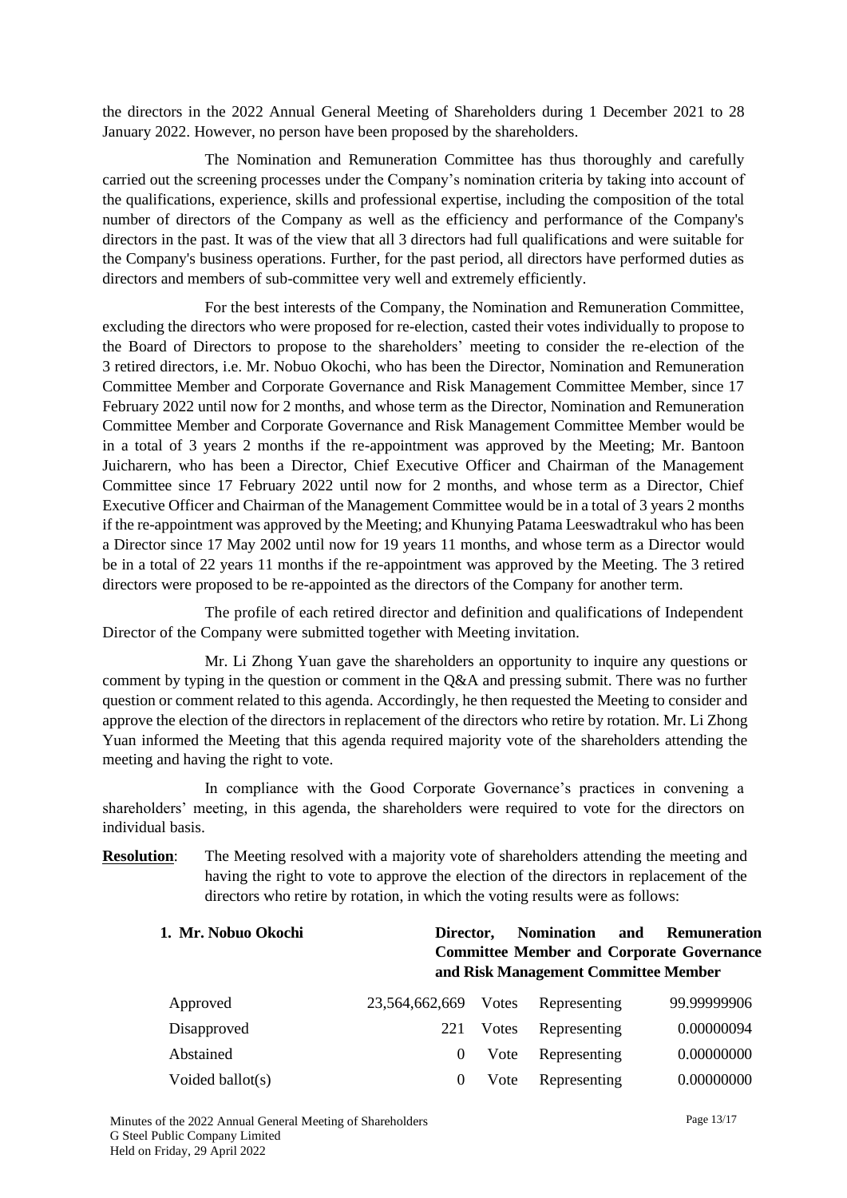the directors in the 2022 Annual General Meeting of Shareholders during 1 December 2021 to 28 January 2022. However, no person have been proposed by the shareholders.

The Nomination and Remuneration Committee has thus thoroughly and carefully carried out the screening processes under the Company's nomination criteria by taking into account of the qualifications, experience, skills and professional expertise, including the composition of the total number of directors of the Company as well as the efficiency and performance of the Company's directors in the past. It was of the view that all 3 directors had full qualifications and were suitable for the Company's business operations. Further, for the past period, all directors have performed duties as directors and members of sub-committee very well and extremely efficiently.

For the best interests of the Company, the Nomination and Remuneration Committee, excluding the directors who were proposed for re-election, casted their votes individually to propose to the Board of Directors to propose to the shareholders' meeting to consider the re-election of the 3 retired directors, i.e. Mr. Nobuo Okochi, who has been the Director, Nomination and Remuneration Committee Member and Corporate Governance and Risk Management Committee Member, since 17 February 2022 until now for 2 months, and whose term as the Director, Nomination and Remuneration Committee Member and Corporate Governance and Risk Management Committee Member would be in a total of 3 years 2 months if the re-appointment was approved by the Meeting; Mr. Bantoon Juicharern, who has been a Director, Chief Executive Officer and Chairman of the Management Committee since 17 February 2022 until now for 2 months, and whose term as a Director, Chief Executive Officer and Chairman of the Management Committee would be in a total of 3 years 2 months if the re-appointment was approved by the Meeting; and Khunying Patama Leeswadtrakul who has been a Director since 17 May 2002 until now for 19 years 11 months, and whose term as a Director would be in a total of 22 years 11 months if the re-appointment was approved by the Meeting. The 3 retired directors were proposed to be re-appointed as the directors of the Company for another term.

The profile of each retired director and definition and qualifications of Independent Director of the Company were submitted together with Meeting invitation.

Mr. Li Zhong Yuan gave the shareholders an opportunity to inquire any questions or comment by typing in the question or comment in the Q&A and pressing submit. There was no further question or comment related to this agenda. Accordingly, he then requested the Meeting to consider and approve the election of the directors in replacement of the directors who retire by rotation. Mr. Li Zhong Yuan informed the Meeting that this agenda required majority vote of the shareholders attending the meeting and having the right to vote.

In compliance with the Good Corporate Governance's practices in convening a shareholders' meeting, in this agenda, the shareholders were required to vote for the directors on individual basis.

**Resolution**: The Meeting resolved with a majority vote of shareholders attending the meeting and having the right to vote to approve the election of the directors in replacement of the directors who retire by rotation, in which the voting results were as follows:

**1. Mr. Nobuo Okochi** — **Director, Nomination and Remuneration Committee Member and Corporate Governance and Risk Management Committee Member**

| | | | | |
|---|---|---|---|---|
| Approved | 23,564,662,669 | Votes | Representing | 99.99999906 |
| Disapproved | 221 | Votes | Representing | 0.00000094 |
| Abstained | 0 | Vote | Representing | 0.00000000 |
| Voided ballot(s) | 0 | Vote | Representing | 0.00000000 |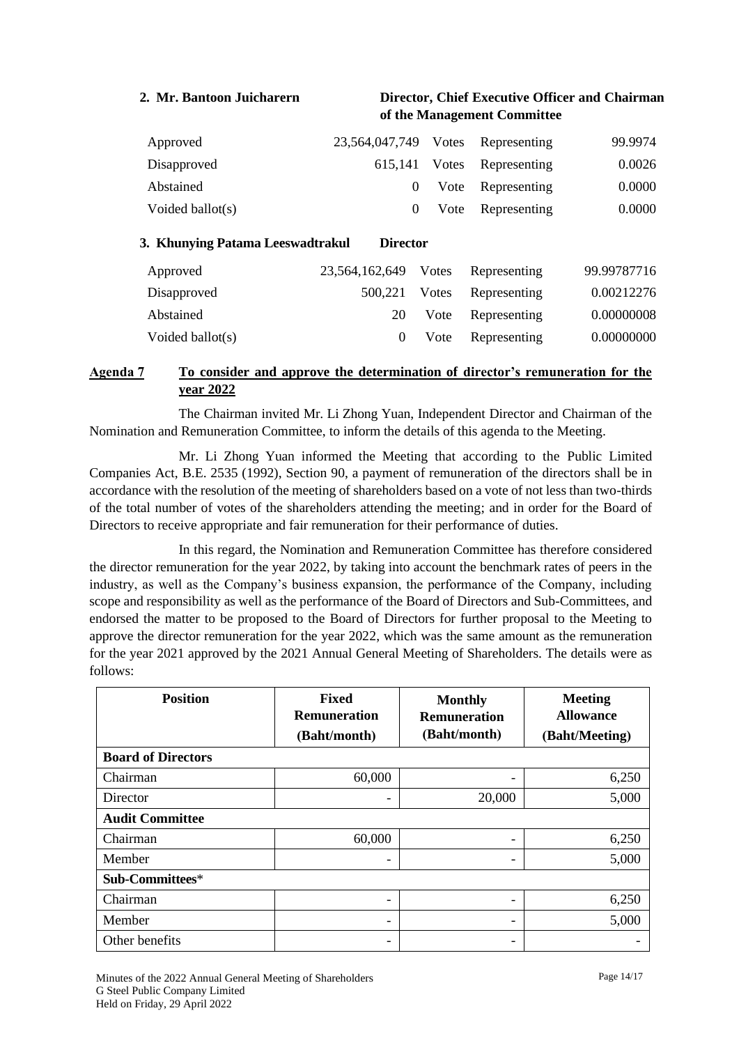**2. Mr. Bantoon Juicharern** **Director, Chief Executive Officer and Chairman of the Management Committee**

| | | | | |
|---|---|---|---|---|
| Approved | 23,564,047,749 | Votes | Representing | 99.9974 |
| Disapproved | 615,141 | Votes | Representing | 0.0026 |
| Abstained | 0 | Vote | Representing | 0.0000 |
| Voided ballot(s) | 0 | Vote | Representing | 0.0000 |

**3. Khunying Patama Leeswadtrakul** **Director**

| | | | | |
|---|---|---|---|---|
| Approved | 23,564,162,649 | Votes | Representing | 99.99787716 |
| Disapproved | 500,221 | Votes | Representing | 0.00212276 |
| Abstained | 20 | Vote | Representing | 0.00000008 |
| Voided ballot(s) | 0 | Vote | Representing | 0.00000000 |

**Agenda 7** **To consider and approve the determination of director's remuneration for the year 2022**

The Chairman invited Mr. Li Zhong Yuan, Independent Director and Chairman of the Nomination and Remuneration Committee, to inform the details of this agenda to the Meeting.

Mr. Li Zhong Yuan informed the Meeting that according to the Public Limited Companies Act, B.E. 2535 (1992), Section 90, a payment of remuneration of the directors shall be in accordance with the resolution of the meeting of shareholders based on a vote of not less than two-thirds of the total number of votes of the shareholders attending the meeting; and in order for the Board of Directors to receive appropriate and fair remuneration for their performance of duties.

In this regard, the Nomination and Remuneration Committee has therefore considered the director remuneration for the year 2022, by taking into account the benchmark rates of peers in the industry, as well as the Company's business expansion, the performance of the Company, including scope and responsibility as well as the performance of the Board of Directors and Sub-Committees, and endorsed the matter to be proposed to the Board of Directors for further proposal to the Meeting to approve the director remuneration for the year 2022, which was the same amount as the remuneration for the year 2021 approved by the 2021 Annual General Meeting of Shareholders. The details were as follows:

| Position | Fixed Remuneration (Baht/month) | Monthly Remuneration (Baht/month) | Meeting Allowance (Baht/Meeting) |
|---|---|---|---|
| **Board of Directors** | | | |
| Chairman | 60,000 | - | 6,250 |
| Director | - | 20,000 | 5,000 |
| **Audit Committee** | | | |
| Chairman | 60,000 | - | 6,250 |
| Member | - | - | 5,000 |
| **Sub-Committees*** | | | |
| Chairman | - | - | 6,250 |
| Member | - | - | 5,000 |
| Other benefits | - | - | - |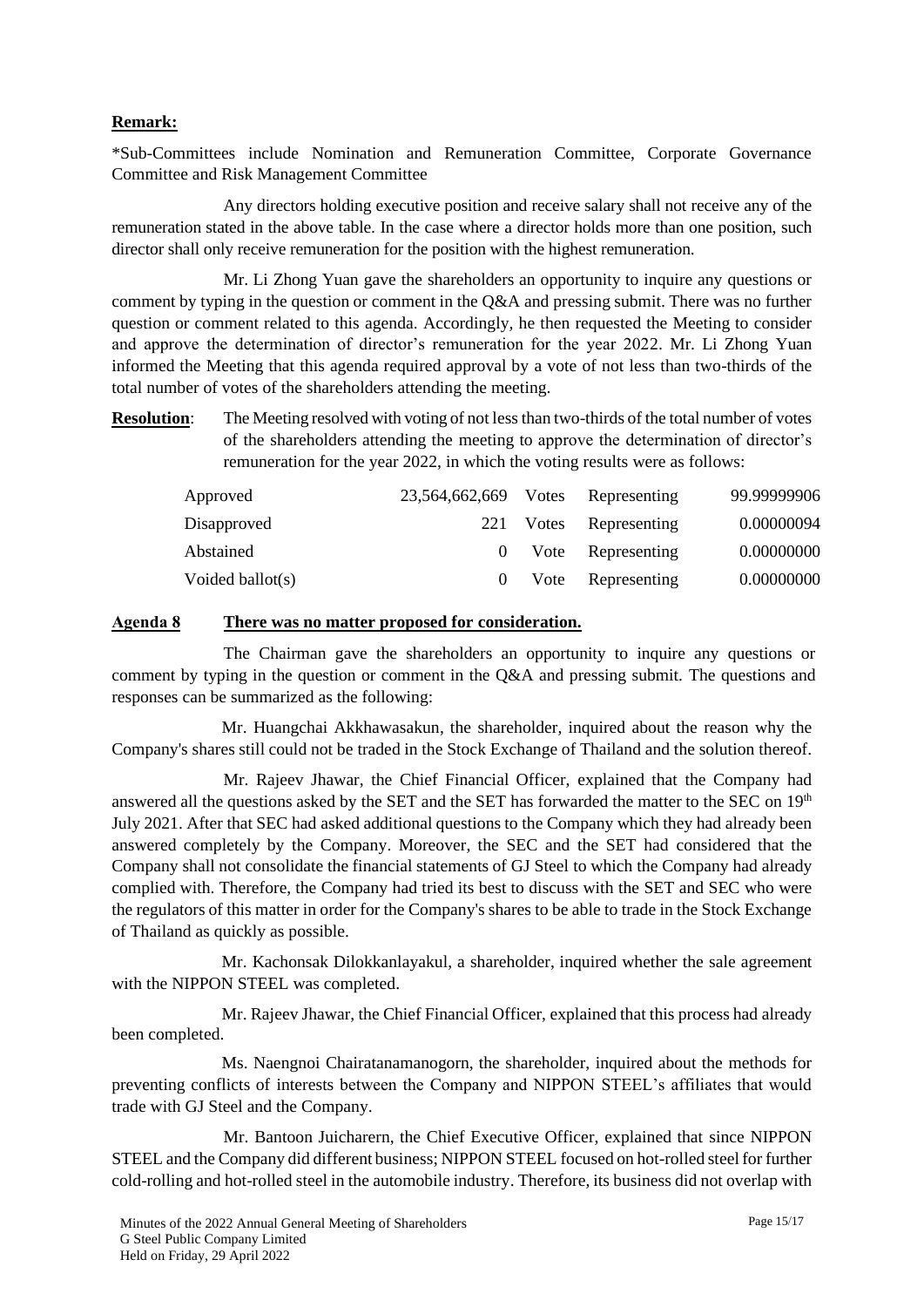**Remark:**

*Sub-Committees include Nomination and Remuneration Committee, Corporate Governance Committee and Risk Management Committee

Any directors holding executive position and receive salary shall not receive any of the remuneration stated in the above table. In the case where a director holds more than one position, such director shall only receive remuneration for the position with the highest remuneration.

Mr. Li Zhong Yuan gave the shareholders an opportunity to inquire any questions or comment by typing in the question or comment in the Q&A and pressing submit. There was no further question or comment related to this agenda. Accordingly, he then requested the Meeting to consider and approve the determination of director's remuneration for the year 2022. Mr. Li Zhong Yuan informed the Meeting that this agenda required approval by a vote of not less than two-thirds of the total number of votes of the shareholders attending the meeting.

**Resolution**: The Meeting resolved with voting of not less than two-thirds of the total number of votes of the shareholders attending the meeting to approve the determination of director's remuneration for the year 2022, in which the voting results were as follows:

| | | | | |
|---|---|---|---|---|
| Approved | 23,564,662,669 | Votes | Representing | 99.99999906 |
| Disapproved | 221 | Votes | Representing | 0.00000094 |
| Abstained | 0 | Vote | Representing | 0.00000000 |
| Voided ballot(s) | 0 | Vote | Representing | 0.00000000 |

**Agenda 8 There was no matter proposed for consideration.**

The Chairman gave the shareholders an opportunity to inquire any questions or comment by typing in the question or comment in the Q&A and pressing submit. The questions and responses can be summarized as the following:

Mr. Huangchai Akkhawasakun, the shareholder, inquired about the reason why the Company's shares still could not be traded in the Stock Exchange of Thailand and the solution thereof.

Mr. Rajeev Jhawar, the Chief Financial Officer, explained that the Company had answered all the questions asked by the SET and the SET has forwarded the matter to the SEC on 19th July 2021. After that SEC had asked additional questions to the Company which they had already been answered completely by the Company. Moreover, the SEC and the SET had considered that the Company shall not consolidate the financial statements of GJ Steel to which the Company had already complied with. Therefore, the Company had tried its best to discuss with the SET and SEC who were the regulators of this matter in order for the Company's shares to be able to trade in the Stock Exchange of Thailand as quickly as possible.

Mr. Kachonsak Dilokkanlayakul, a shareholder, inquired whether the sale agreement with the NIPPON STEEL was completed.

Mr. Rajeev Jhawar, the Chief Financial Officer, explained that this process had already been completed.

Ms. Naengnoi Chairatanamanogorn, the shareholder, inquired about the methods for preventing conflicts of interests between the Company and NIPPON STEEL's affiliates that would trade with GJ Steel and the Company.

Mr. Bantoon Juicharern, the Chief Executive Officer, explained that since NIPPON STEEL and the Company did different business; NIPPON STEEL focused on hot-rolled steel for further cold-rolling and hot-rolled steel in the automobile industry. Therefore, its business did not overlap with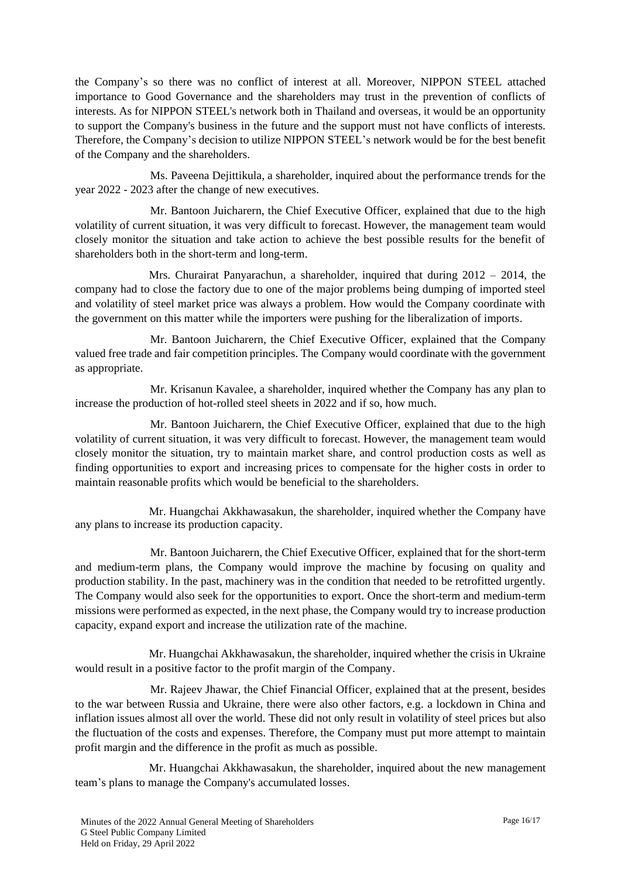the Company's so there was no conflict of interest at all. Moreover, NIPPON STEEL attached importance to Good Governance and the shareholders may trust in the prevention of conflicts of interests. As for NIPPON STEEL's network both in Thailand and overseas, it would be an opportunity to support the Company's business in the future and the support must not have conflicts of interests. Therefore, the Company's decision to utilize NIPPON STEEL's network would be for the best benefit of the Company and the shareholders.

Ms. Paveena Dejittikula, a shareholder, inquired about the performance trends for the year 2022 - 2023 after the change of new executives.

Mr. Bantoon Juicharern, the Chief Executive Officer, explained that due to the high volatility of current situation, it was very difficult to forecast. However, the management team would closely monitor the situation and take action to achieve the best possible results for the benefit of shareholders both in the short-term and long-term.

Mrs. Churairat Panyarachun, a shareholder, inquired that during 2012 – 2014, the company had to close the factory due to one of the major problems being dumping of imported steel and volatility of steel market price was always a problem. How would the Company coordinate with the government on this matter while the importers were pushing for the liberalization of imports.

Mr. Bantoon Juicharern, the Chief Executive Officer, explained that the Company valued free trade and fair competition principles. The Company would coordinate with the government as appropriate.

Mr. Krisanun Kavalee, a shareholder, inquired whether the Company has any plan to increase the production of hot-rolled steel sheets in 2022 and if so, how much.

Mr. Bantoon Juicharern, the Chief Executive Officer, explained that due to the high volatility of current situation, it was very difficult to forecast. However, the management team would closely monitor the situation, try to maintain market share, and control production costs as well as finding opportunities to export and increasing prices to compensate for the higher costs in order to maintain reasonable profits which would be beneficial to the shareholders.

Mr. Huangchai Akkhawasakun, the shareholder, inquired whether the Company have any plans to increase its production capacity.

Mr. Bantoon Juicharern, the Chief Executive Officer, explained that for the short-term and medium-term plans, the Company would improve the machine by focusing on quality and production stability. In the past, machinery was in the condition that needed to be retrofitted urgently. The Company would also seek for the opportunities to export. Once the short-term and medium-term missions were performed as expected, in the next phase, the Company would try to increase production capacity, expand export and increase the utilization rate of the machine.

Mr. Huangchai Akkhawasakun, the shareholder, inquired whether the crisis in Ukraine would result in a positive factor to the profit margin of the Company.

Mr. Rajeev Jhawar, the Chief Financial Officer, explained that at the present, besides to the war between Russia and Ukraine, there were also other factors, e.g. a lockdown in China and inflation issues almost all over the world. These did not only result in volatility of steel prices but also the fluctuation of the costs and expenses. Therefore, the Company must put more attempt to maintain profit margin and the difference in the profit as much as possible.

Mr. Huangchai Akkhawasakun, the shareholder, inquired about the new management team's plans to manage the Company's accumulated losses.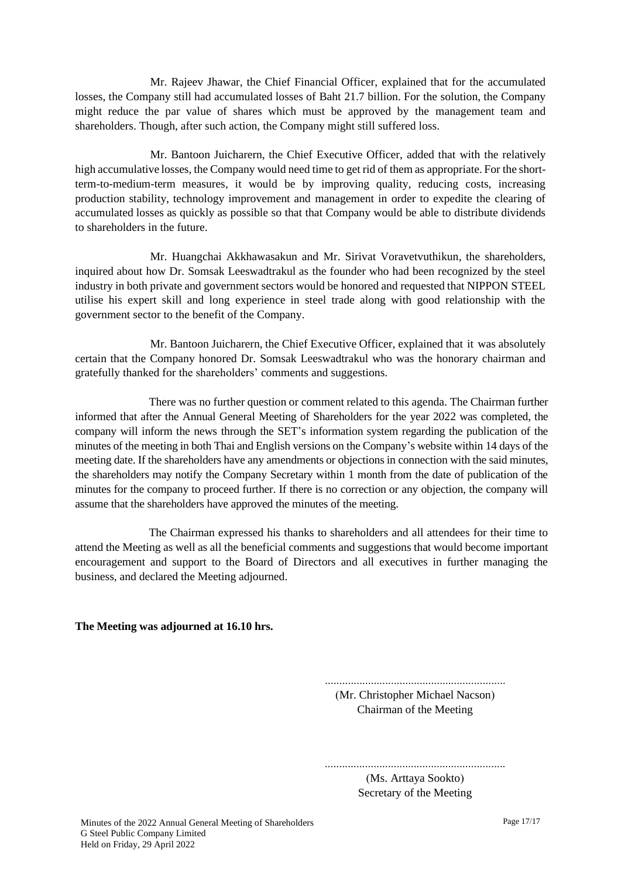Mr. Rajeev Jhawar, the Chief Financial Officer, explained that for the accumulated losses, the Company still had accumulated losses of Baht 21.7 billion. For the solution, the Company might reduce the par value of shares which must be approved by the management team and shareholders. Though, after such action, the Company might still suffered loss.

Mr. Bantoon Juicharern, the Chief Executive Officer, added that with the relatively high accumulative losses, the Company would need time to get rid of them as appropriate. For the short-term-to-medium-term measures, it would be by improving quality, reducing costs, increasing production stability, technology improvement and management in order to expedite the clearing of accumulated losses as quickly as possible so that that Company would be able to distribute dividends to shareholders in the future.

Mr. Huangchai Akkhawasakun and Mr. Sirivat Voravetvuthikun, the shareholders, inquired about how Dr. Somsak Leeswadtrakul as the founder who had been recognized by the steel industry in both private and government sectors would be honored and requested that NIPPON STEEL utilise his expert skill and long experience in steel trade along with good relationship with the government sector to the benefit of the Company.

Mr. Bantoon Juicharern, the Chief Executive Officer, explained that it was absolutely certain that the Company honored Dr. Somsak Leeswadtrakul who was the honorary chairman and gratefully thanked for the shareholders' comments and suggestions.

There was no further question or comment related to this agenda. The Chairman further informed that after the Annual General Meeting of Shareholders for the year 2022 was completed, the company will inform the news through the SET's information system regarding the publication of the minutes of the meeting in both Thai and English versions on the Company's website within 14 days of the meeting date. If the shareholders have any amendments or objections in connection with the said minutes, the shareholders may notify the Company Secretary within 1 month from the date of publication of the minutes for the company to proceed further. If there is no correction or any objection, the company will assume that the shareholders have approved the minutes of the meeting.

The Chairman expressed his thanks to shareholders and all attendees for their time to attend the Meeting as well as all the beneficial comments and suggestions that would become important encouragement and support to the Board of Directors and all executives in further managing the business, and declared the Meeting adjourned.

**The Meeting was adjourned at 16.10 hrs.**

..............................................................
(Mr. Christopher Michael Nacson)
Chairman of the Meeting

..............................................................
(Ms. Arttaya Sookto)
Secretary of the Meeting

Minutes of the 2022 Annual General Meeting of Shareholders
G Steel Public Company Limited
Held on Friday, 29 April 2022